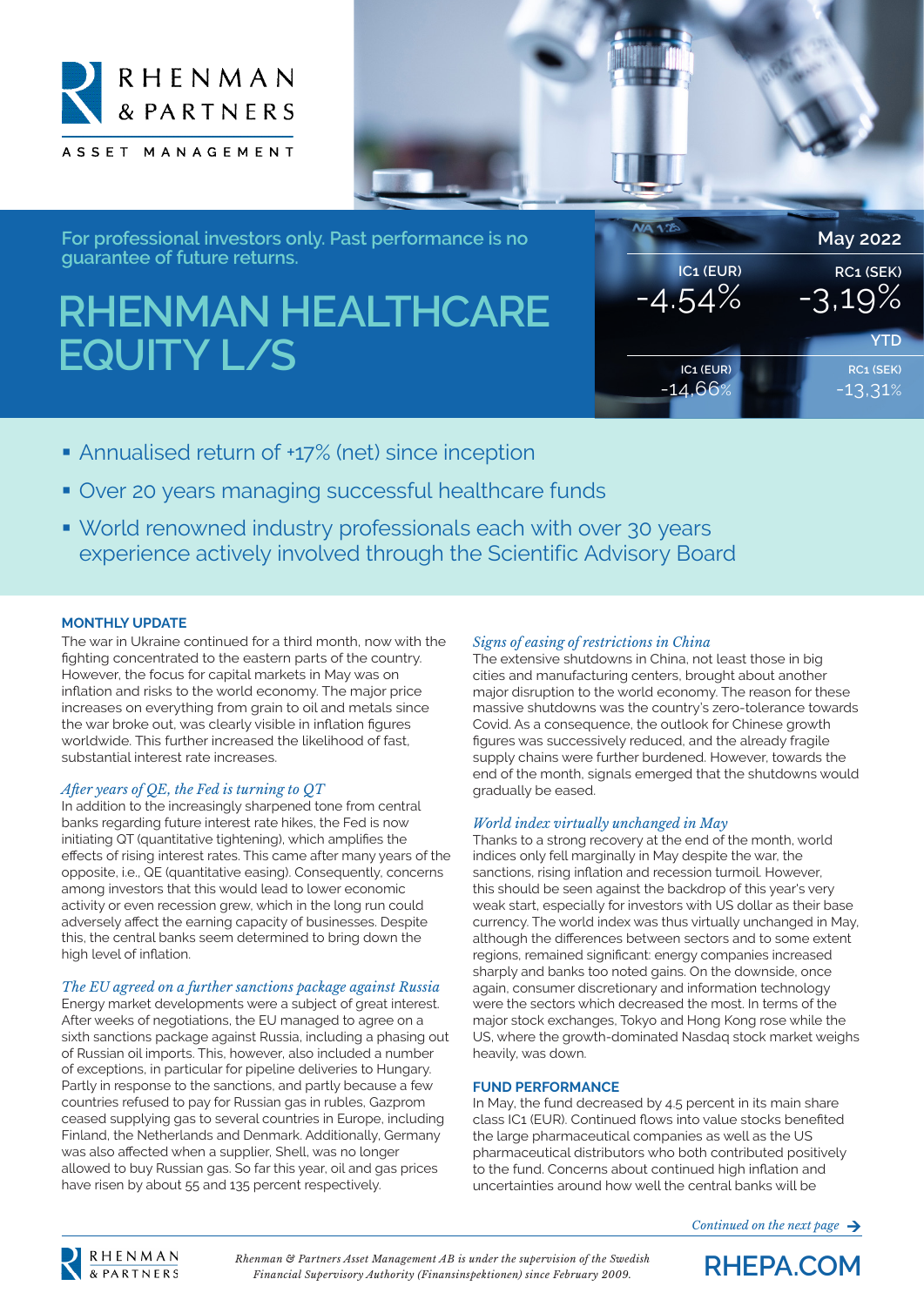RHENMAN & PARTNERS
ASSET MANAGEMENT

For professional investors only. Past performance is no guarantee of future returns.

# RHENMAN HEALTHCARE EQUITY L/S

May 2022

| IC1 (EUR) | RC1 (SEK) |
|---|---|
| -4.54% | -3,19% |

YTD

| IC1 (EUR) | RC1 (SEK) |
|---|---|
| -14,66% | -13,31% |

- Annualised return of +17% (net) since inception
- Over 20 years managing successful healthcare funds
- World renowned industry professionals each with over 30 years experience actively involved through the Scientific Advisory Board

## MONTHLY UPDATE

The war in Ukraine continued for a third month, now with the fighting concentrated to the eastern parts of the country. However, the focus for capital markets in May was on inflation and risks to the world economy. The major price increases on everything from grain to oil and metals since the war broke out, was clearly visible in inflation figures worldwide. This further increased the likelihood of fast, substantial interest rate increases.

*After years of QE, the Fed is turning to QT*

In addition to the increasingly sharpened tone from central banks regarding future interest rate hikes, the Fed is now initiating QT (quantitative tightening), which amplifies the effects of rising interest rates. This came after many years of the opposite, i.e., QE (quantitative easing). Consequently, concerns among investors that this would lead to lower economic activity or even recession grew, which in the long run could adversely affect the earning capacity of businesses. Despite this, the central banks seem determined to bring down the high level of inflation.

*The EU agreed on a further sanctions package against Russia*

Energy market developments were a subject of great interest. After weeks of negotiations, the EU managed to agree on a sixth sanctions package against Russia, including a phasing out of Russian oil imports. This, however, also included a number of exceptions, in particular for pipeline deliveries to Hungary. Partly in response to the sanctions, and partly because a few countries refused to pay for Russian gas in rubles, Gazprom ceased supplying gas to several countries in Europe, including Finland, the Netherlands and Denmark. Additionally, Germany was also affected when a supplier, Shell, was no longer allowed to buy Russian gas. So far this year, oil and gas prices have risen by about 55 and 135 percent respectively.

*Signs of easing of restrictions in China*

The extensive shutdowns in China, not least those in big cities and manufacturing centers, brought about another major disruption to the world economy. The reason for these massive shutdowns was the country's zero-tolerance towards Covid. As a consequence, the outlook for Chinese growth figures was successively reduced, and the already fragile supply chains were further burdened. However, towards the end of the month, signals emerged that the shutdowns would gradually be eased.

*World index virtually unchanged in May*

Thanks to a strong recovery at the end of the month, world indices only fell marginally in May despite the war, the sanctions, rising inflation and recession turmoil. However, this should be seen against the backdrop of this year's very weak start, especially for investors with US dollar as their base currency. The world index was thus virtually unchanged in May, although the differences between sectors and to some extent regions, remained significant: energy companies increased sharply and banks too noted gains. On the downside, once again, consumer discretionary and information technology were the sectors which decreased the most. In terms of the major stock exchanges, Tokyo and Hong Kong rose while the US, where the growth-dominated Nasdaq stock market weighs heavily, was down.

## FUND PERFORMANCE

In May, the fund decreased by 4.5 percent in its main share class IC1 (EUR). Continued flows into value stocks benefited the large pharmaceutical companies as well as the US pharmaceutical distributors who both contributed positively to the fund. Concerns about continued high inflation and uncertainties around how well the central banks will be

*Continued on the next page →*

*Rhenman & Partners Asset Management AB is under the supervision of the Swedish Financial Supervisory Authority (Finansinspektionen) since February 2009.*

RHEPA.COM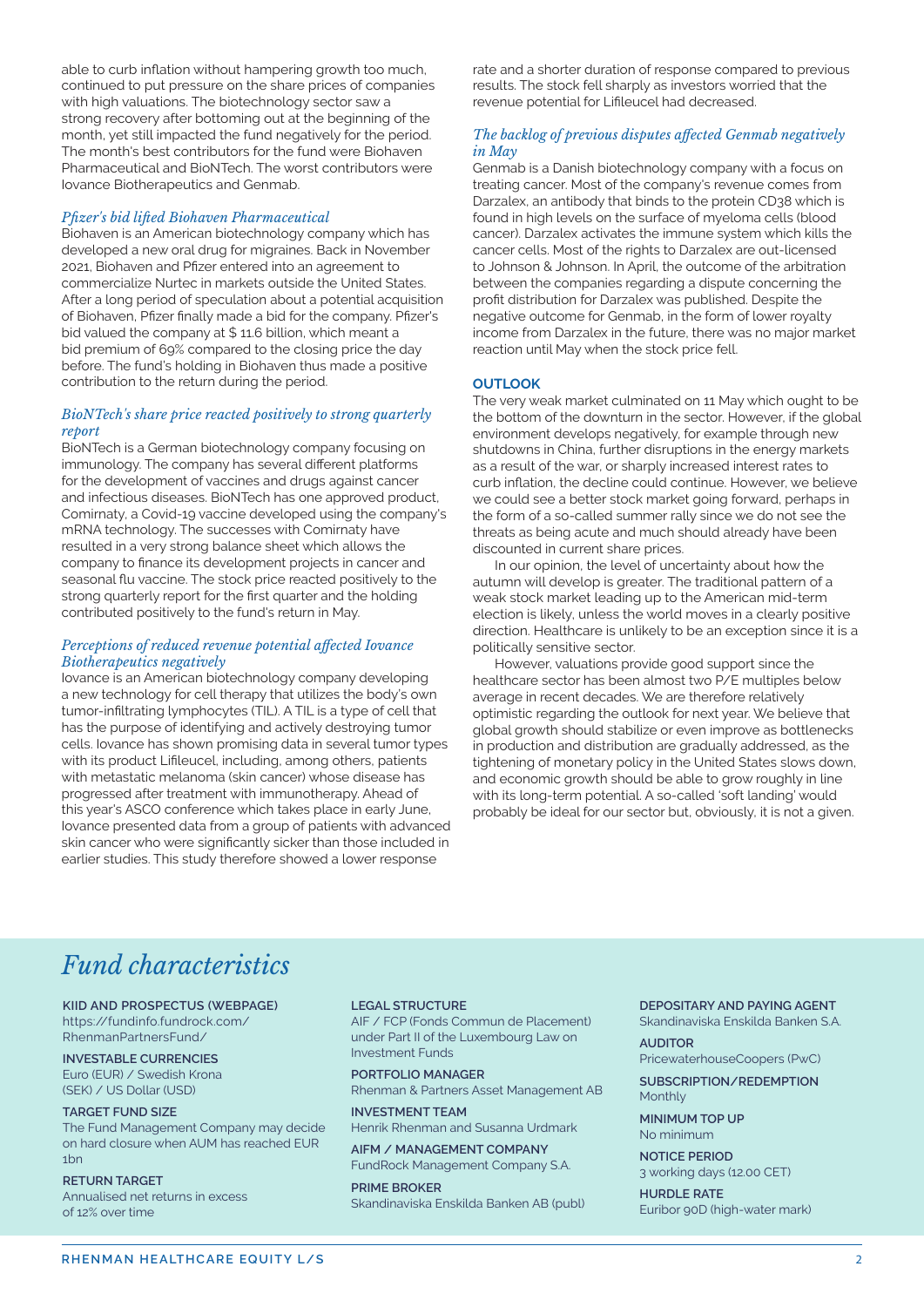able to curb inflation without hampering growth too much, continued to put pressure on the share prices of companies with high valuations. The biotechnology sector saw a strong recovery after bottoming out at the beginning of the month, yet still impacted the fund negatively for the period. The month's best contributors for the fund were Biohaven Pharmaceutical and BioNTech. The worst contributors were Iovance Biotherapeutics and Genmab.

### *Pfizer's bid lifted Biohaven Pharmaceutical*

Biohaven is an American biotechnology company which has developed a new oral drug for migraines. Back in November 2021, Biohaven and Pfizer entered into an agreement to commercialize Nurtec in markets outside the United States. After a long period of speculation about a potential acquisition of Biohaven, Pfizer finally made a bid for the company. Pfizer's bid valued the company at $ 11.6 billion, which meant a bid premium of 69% compared to the closing price the day before. The fund's holding in Biohaven thus made a positive contribution to the return during the period.

### *BioNTech's share price reacted positively to strong quarterly report*

BioNTech is a German biotechnology company focusing on immunology. The company has several different platforms for the development of vaccines and drugs against cancer and infectious diseases. BioNTech has one approved product, Comirnaty, a Covid-19 vaccine developed using the company's mRNA technology. The successes with Comirnaty have resulted in a very strong balance sheet which allows the company to finance its development projects in cancer and seasonal flu vaccine. The stock price reacted positively to the strong quarterly report for the first quarter and the holding contributed positively to the fund's return in May.

### *Perceptions of reduced revenue potential affected Iovance Biotherapeutics negatively*

Iovance is an American biotechnology company developing a new technology for cell therapy that utilizes the body's own tumor-infiltrating lymphocytes (TIL). A TIL is a type of cell that has the purpose of identifying and actively destroying tumor cells. Iovance has shown promising data in several tumor types with its product Lifileucel, including, among others, patients with metastatic melanoma (skin cancer) whose disease has progressed after treatment with immunotherapy. Ahead of this year's ASCO conference which takes place in early June, Iovance presented data from a group of patients with advanced skin cancer who were significantly sicker than those included in earlier studies. This study therefore showed a lower response rate and a shorter duration of response compared to previous results. The stock fell sharply as investors worried that the revenue potential for Lifileucel had decreased.

### *The backlog of previous disputes affected Genmab negatively in May*

Genmab is a Danish biotechnology company with a focus on treating cancer. Most of the company's revenue comes from Darzalex, an antibody that binds to the protein CD38 which is found in high levels on the surface of myeloma cells (blood cancer). Darzalex activates the immune system which kills the cancer cells. Most of the rights to Darzalex are out-licensed to Johnson & Johnson. In April, the outcome of the arbitration between the companies regarding a dispute concerning the profit distribution for Darzalex was published. Despite the negative outcome for Genmab, in the form of lower royalty income from Darzalex in the future, there was no major market reaction until May when the stock price fell.

### OUTLOOK

The very weak market culminated on 11 May which ought to be the bottom of the downturn in the sector. However, if the global environment develops negatively, for example through new shutdowns in China, further disruptions in the energy markets as a result of the war, or sharply increased interest rates to curb inflation, the decline could continue. However, we believe we could see a better stock market going forward, perhaps in the form of a so-called summer rally since we do not see the threats as being acute and much should already have been discounted in current share prices.

In our opinion, the level of uncertainty about how the autumn will develop is greater. The traditional pattern of a weak stock market leading up to the American mid-term election is likely, unless the world moves in a clearly positive direction. Healthcare is unlikely to be an exception since it is a politically sensitive sector.

However, valuations provide good support since the healthcare sector has been almost two P/E multiples below average in recent decades. We are therefore relatively optimistic regarding the outlook for next year. We believe that global growth should stabilize or even improve as bottlenecks in production and distribution are gradually addressed, as the tightening of monetary policy in the United States slows down, and economic growth should be able to grow roughly in line with its long-term potential. A so-called 'soft landing' would probably be ideal for our sector but, obviously, it is not a given.

## *Fund characteristics*

**KIID AND PROSPECTUS (WEBPAGE)**
https://fundinfo.fundrock.com/RhenmanPartnersFund/

**INVESTABLE CURRENCIES**
Euro (EUR) / Swedish Krona (SEK) / US Dollar (USD)

**TARGET FUND SIZE**
The Fund Management Company may decide on hard closure when AUM has reached EUR 1bn

**RETURN TARGET**
Annualised net returns in excess of 12% over time

**LEGAL STRUCTURE**
AIF / FCP (Fonds Commun de Placement) under Part II of the Luxembourg Law on Investment Funds

**PORTFOLIO MANAGER**
Rhenman & Partners Asset Management AB

**INVESTMENT TEAM**
Henrik Rhenman and Susanna Urdmark

**AIFM / MANAGEMENT COMPANY**
FundRock Management Company S.A.

**PRIME BROKER**
Skandinaviska Enskilda Banken AB (publ)

**DEPOSITARY AND PAYING AGENT**
Skandinaviska Enskilda Banken S.A.

**AUDITOR**
PricewaterhouseCoopers (PwC)

**SUBSCRIPTION/REDEMPTION**
Monthly

**MINIMUM TOP UP**
No minimum

**NOTICE PERIOD**
3 working days (12.00 CET)

**HURDLE RATE**
Euribor 90D (high-water mark)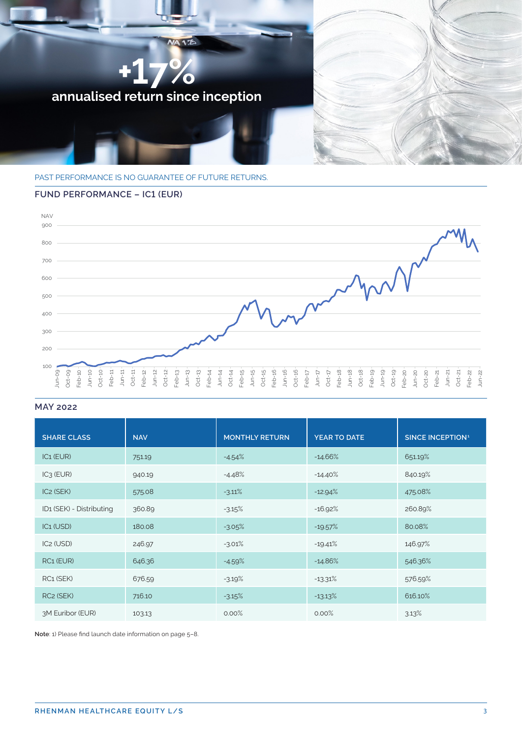**+17%**
**annualised return since inception**

PAST PERFORMANCE IS NO GUARANTEE OF FUTURE RETURNS.

## FUND PERFORMANCE – IC1 (EUR)

NAV
900
800
700
600
500
400
300
200
100
Jun-09 Oct-09 Feb-10 Jun-10 Oct-10 Feb-11 Jun-11 Oct-11 Feb-12 Jun-12 Oct-12 Feb-13 Jun-13 Oct-13 Feb-14 Jun-14 Oct-14 Feb-15 Jun-15 Oct-15 Feb-16 Jun-16 Oct-16 Feb-17 Jun-17 Oct-17 Feb-18 Jun-18 Oct-18 Feb-19 Jun-19 Oct-19 Feb-20 Jun-20 Oct-20 Feb-21 Jun-21 Oct-21 Feb-22 Jun-22

## MAY 2022

| SHARE CLASS | NAV | MONTHLY RETURN | YEAR TO DATE | SINCE INCEPTION[1] |
|---|---|---|---|---|
| IC1 (EUR) | 751.19 | -4.54% | -14.66% | 651.19% |
| IC3 (EUR) | 940.19 | -4.48% | -14.40% | 840.19% |
| IC2 (SEK) | 575.08 | -3.11% | -12.94% | 475.08% |
| ID1 (SEK) - Distributing | 360.89 | -3.15% | -16.92% | 260.89% |
| IC1 (USD) | 180.08 | -3.05% | -19.57% | 80.08% |
| IC2 (USD) | 246.97 | -3.01% | -19.41% | 146.97% |
| RC1 (EUR) | 646.36 | -4.59% | -14.86% | 546.36% |
| RC1 (SEK) | 676.59 | -3.19% | -13.31% | 576.59% |
| RC2 (SEK) | 716.10 | -3.15% | -13.13% | 616.10% |
| 3M Euribor (EUR) | 103.13 | 0.00% | 0.00% | 3.13% |

**Note**: 1) Please find launch date information on page 5–8.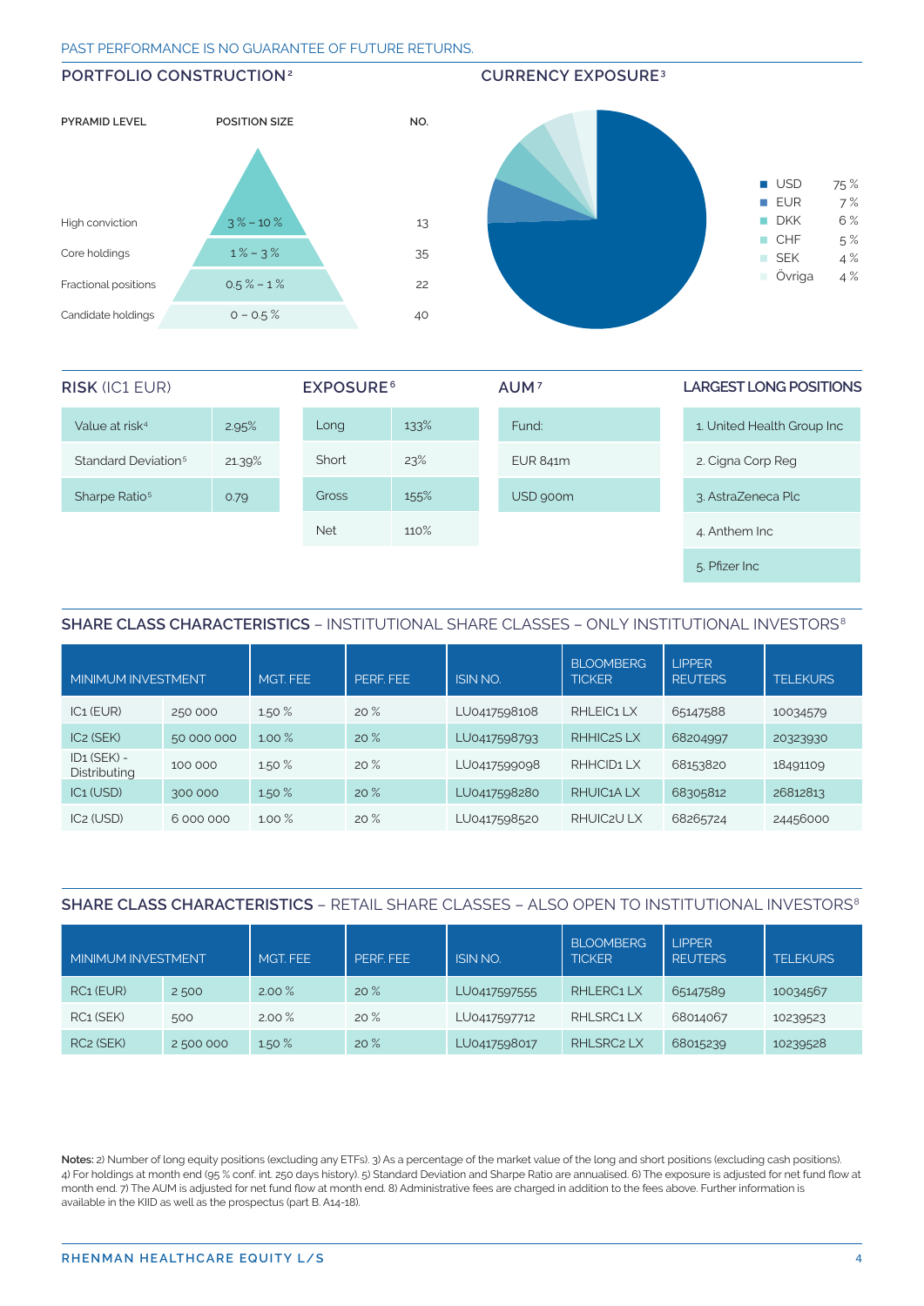PAST PERFORMANCE IS NO GUARANTEE OF FUTURE RETURNS.

## PORTFOLIO CONSTRUCTION[2]

| PYRAMID LEVEL | POSITION SIZE | NO. |
|---|---|---|
| High conviction | 3 % – 10 % | 13 |
| Core holdings | 1 % – 3 % | 35 |
| Fractional positions | 0.5 % – 1 % | 22 |
| Candidate holdings | 0 – 0.5 % | 40 |

## CURRENCY EXPOSURE[3]

USD 75 %
EUR 7 %
DKK 6 %
CHF 5 %
SEK 4 %
Övriga 4 %

## RISK (IC1 EUR)

| | |
|---|---|
| Value at risk[4] | 2.95% |
| Standard Deviation[5] | 21.39% |
| Sharpe Ratio[5] | 0.79 |

## EXPOSURE[6]

| | |
|---|---|
| Long | 133% |
| Short | 23% |
| Gross | 155% |
| Net | 110% |

## AUM[7]

| |
|---|
| Fund: |
| EUR 841m |
| USD 900m |

## LARGEST LONG POSITIONS

1. United Health Group Inc
2. Cigna Corp Reg
3. AstraZeneca Plc
4. Anthem Inc
5. Pfizer Inc

## SHARE CLASS CHARACTERISTICS – INSTITUTIONAL SHARE CLASSES – ONLY INSTITUTIONAL INVESTORS[8]

| MINIMUM INVESTMENT | | MGT. FEE | PERF. FEE | ISIN NO. | BLOOMBERG TICKER | LIPPER REUTERS | TELEKURS |
|---|---|---|---|---|---|---|---|
| IC1 (EUR) | 250 000 | 1.50 % | 20 % | LU0417598108 | RHLEIC1 LX | 65147588 | 10034579 |
| IC2 (SEK) | 50 000 000 | 1.00 % | 20 % | LU0417598793 | RHHIC2S LX | 68204997 | 20323930 |
| ID1 (SEK) - Distributing | 100 000 | 1.50 % | 20 % | LU0417599098 | RHHCID1 LX | 68153820 | 18491109 |
| IC1 (USD) | 300 000 | 1.50 % | 20 % | LU0417598280 | RHUIC1A LX | 68305812 | 26812813 |
| IC2 (USD) | 6 000 000 | 1.00 % | 20 % | LU0417598520 | RHUIC2U LX | 68265724 | 24456000 |

## SHARE CLASS CHARACTERISTICS – RETAIL SHARE CLASSES – ALSO OPEN TO INSTITUTIONAL INVESTORS[8]

| MINIMUM INVESTMENT | | MGT. FEE | PERF. FEE | ISIN NO. | BLOOMBERG TICKER | LIPPER REUTERS | TELEKURS |
|---|---|---|---|---|---|---|---|
| RC1 (EUR) | 2 500 | 2.00 % | 20 % | LU0417597555 | RHLERC1 LX | 65147589 | 10034567 |
| RC1 (SEK) | 500 | 2.00 % | 20 % | LU0417597712 | RHLSRC1 LX | 68014067 | 10239523 |
| RC2 (SEK) | 2 500 000 | 1.50 % | 20 % | LU0417598017 | RHLSRC2 LX | 68015239 | 10239528 |

**Notes:** 2) Number of long equity positions (excluding any ETFs). 3) As a percentage of the market value of the long and short positions (excluding cash positions). 4) For holdings at month end (95 % conf. int. 250 days history). 5) Standard Deviation and Sharpe Ratio are annualised. 6) The exposure is adjusted for net fund flow at month end. 7) The AUM is adjusted for net fund flow at month end. 8) Administrative fees are charged in addition to the fees above. Further information is available in the KIID as well as the prospectus (part B. A14-18).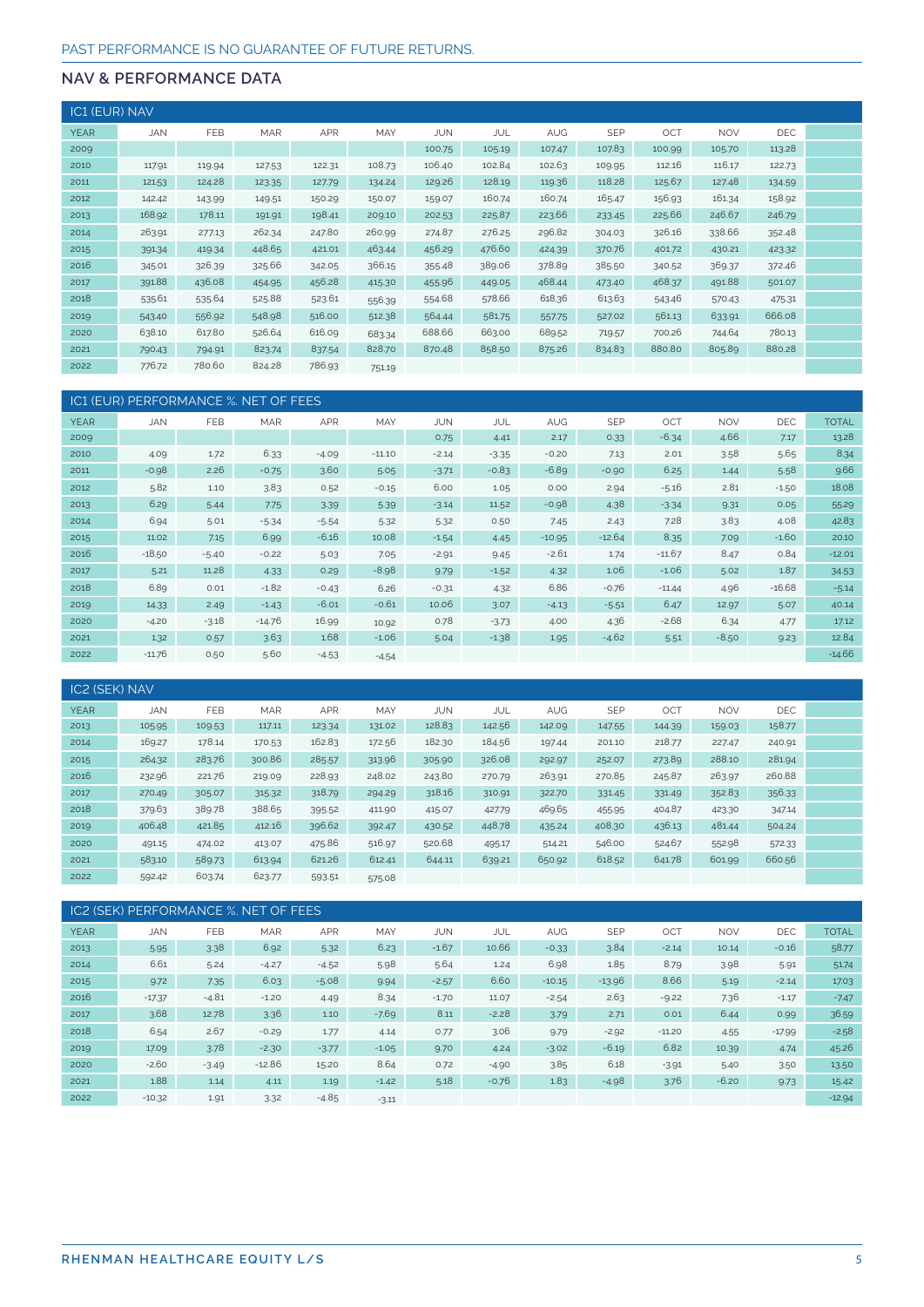PAST PERFORMANCE IS NO GUARANTEE OF FUTURE RETURNS.

## NAV & PERFORMANCE DATA

### IC1 (EUR) NAV

| YEAR | JAN | FEB | MAR | APR | MAY | JUN | JUL | AUG | SEP | OCT | NOV | DEC | |
|---|---|---|---|---|---|---|---|---|---|---|---|---|---|
| 2009 | | | | | | 100.75 | 105.19 | 107.47 | 107.83 | 100.99 | 105.70 | 113.28 | |
| 2010 | 117.91 | 119.94 | 127.53 | 122.31 | 108.73 | 106.40 | 102.84 | 102.63 | 109.95 | 112.16 | 116.17 | 122.73 | |
| 2011 | 121.53 | 124.28 | 123.35 | 127.79 | 134.24 | 129.26 | 128.19 | 119.36 | 118.28 | 125.67 | 127.48 | 134.59 | |
| 2012 | 142.42 | 143.99 | 149.51 | 150.29 | 150.07 | 159.07 | 160.74 | 160.74 | 165.47 | 156.93 | 161.34 | 158.92 | |
| 2013 | 168.92 | 178.11 | 191.91 | 198.41 | 209.10 | 202.53 | 225.87 | 223.66 | 233.45 | 225.66 | 246.67 | 246.79 | |
| 2014 | 263.91 | 277.13 | 262.34 | 247.80 | 260.99 | 274.87 | 276.25 | 296.82 | 304.03 | 326.16 | 338.66 | 352.48 | |
| 2015 | 391.34 | 419.34 | 448.65 | 421.01 | 463.44 | 456.29 | 476.60 | 424.39 | 370.76 | 401.72 | 430.21 | 423.32 | |
| 2016 | 345.01 | 326.39 | 325.66 | 342.05 | 366.15 | 355.48 | 389.06 | 378.89 | 385.50 | 340.52 | 369.37 | 372.46 | |
| 2017 | 391.88 | 436.08 | 454.95 | 456.28 | 415.30 | 455.96 | 449.05 | 468.44 | 473.40 | 468.37 | 491.88 | 501.07 | |
| 2018 | 535.61 | 535.64 | 525.88 | 523.61 | 556.39 | 554.68 | 578.66 | 618.36 | 613.63 | 543.46 | 570.43 | 475.31 | |
| 2019 | 543.40 | 556.92 | 548.98 | 516.00 | 512.38 | 564.44 | 581.75 | 557.75 | 527.02 | 561.13 | 633.91 | 666.08 | |
| 2020 | 638.10 | 617.80 | 526.64 | 616.09 | 683.34 | 688.66 | 663.00 | 689.52 | 719.57 | 700.26 | 744.64 | 780.13 | |
| 2021 | 790.43 | 794.91 | 823.74 | 837.54 | 828.70 | 870.48 | 858.50 | 875.26 | 834.83 | 880.80 | 805.89 | 880.28 | |
| 2022 | 776.72 | 780.60 | 824.28 | 786.93 | 751.19 | | | | | | | | |

### IC1 (EUR) PERFORMANCE %, NET OF FEES

| YEAR | JAN | FEB | MAR | APR | MAY | JUN | JUL | AUG | SEP | OCT | NOV | DEC | TOTAL |
|---|---|---|---|---|---|---|---|---|---|---|---|---|---|
| 2009 | | | | | | 0.75 | 4.41 | 2.17 | 0.33 | -6.34 | 4.66 | 7.17 | 13.28 |
| 2010 | 4.09 | 1.72 | 6.33 | -4.09 | -11.10 | -2.14 | -3.35 | -0.20 | 7.13 | 2.01 | 3.58 | 5.65 | 8.34 |
| 2011 | -0.98 | 2.26 | -0.75 | 3.60 | 5.05 | -3.71 | -0.83 | -6.89 | -0.90 | 6.25 | 1.44 | 5.58 | 9.66 |
| 2012 | 5.82 | 1.10 | 3.83 | 0.52 | -0.15 | 6.00 | 1.05 | 0.00 | 2.94 | -5.16 | 2.81 | -1.50 | 18.08 |
| 2013 | 6.29 | 5.44 | 7.75 | 3.39 | 5.39 | -3.14 | 11.52 | -0.98 | 4.38 | -3.34 | 9.31 | 0.05 | 55.29 |
| 2014 | 6.94 | 5.01 | -5.34 | -5.54 | 5.32 | 5.32 | 0.50 | 7.45 | 2.43 | 7.28 | 3.83 | 4.08 | 42.83 |
| 2015 | 11.02 | 7.15 | 6.99 | -6.16 | 10.08 | -1.54 | 4.45 | -10.95 | -12.64 | 8.35 | 7.09 | -1.60 | 20.10 |
| 2016 | -18.50 | -5.40 | -0.22 | 5.03 | 7.05 | -2.91 | 9.45 | -2.61 | 1.74 | -11.67 | 8.47 | 0.84 | -12.01 |
| 2017 | 5.21 | 11.28 | 4.33 | 0.29 | -8.98 | 9.79 | -1.52 | 4.32 | 1.06 | -1.06 | 5.02 | 1.87 | 34.53 |
| 2018 | 6.89 | 0.01 | -1.82 | -0.43 | 6.26 | -0.31 | 4.32 | 6.86 | -0.76 | -11.44 | 4.96 | -16.68 | -5.14 |
| 2019 | 14.33 | 2.49 | -1.43 | -6.01 | -0.61 | 10.06 | 3.07 | -4.13 | -5.51 | 6.47 | 12.97 | 5.07 | 40.14 |
| 2020 | -4.20 | -3.18 | -14.76 | 16.99 | 10.92 | 0.78 | -3.73 | 4.00 | 4.36 | -2.68 | 6.34 | 4.77 | 17.12 |
| 2021 | 1.32 | 0.57 | 3.63 | 1.68 | -1.06 | 5.04 | -1.38 | 1.95 | -4.62 | 5.51 | -8.50 | 9.23 | 12.84 |
| 2022 | -11.76 | 0.50 | 5.60 | -4.53 | -4.54 | | | | | | | | -14.66 |

### IC2 (SEK) NAV

| YEAR | JAN | FEB | MAR | APR | MAY | JUN | JUL | AUG | SEP | OCT | NOV | DEC | |
|---|---|---|---|---|---|---|---|---|---|---|---|---|---|
| 2013 | 105.95 | 109.53 | 117.11 | 123.34 | 131.02 | 128.83 | 142.56 | 142.09 | 147.55 | 144.39 | 159.03 | 158.77 | |
| 2014 | 169.27 | 178.14 | 170.53 | 162.83 | 172.56 | 182.30 | 184.56 | 197.44 | 201.10 | 218.77 | 227.47 | 240.91 | |
| 2015 | 264.32 | 283.76 | 300.86 | 285.57 | 313.96 | 305.90 | 326.08 | 292.97 | 252.07 | 273.89 | 288.10 | 281.94 | |
| 2016 | 232.96 | 221.76 | 219.09 | 228.93 | 248.02 | 243.80 | 270.79 | 263.91 | 270.85 | 245.87 | 263.97 | 260.88 | |
| 2017 | 270.49 | 305.07 | 315.32 | 318.79 | 294.29 | 318.16 | 310.91 | 322.70 | 331.45 | 331.49 | 352.83 | 356.33 | |
| 2018 | 379.63 | 389.78 | 388.65 | 395.52 | 411.90 | 415.07 | 427.79 | 469.65 | 455.95 | 404.87 | 423.30 | 347.14 | |
| 2019 | 406.48 | 421.85 | 412.16 | 396.62 | 392.47 | 430.52 | 448.78 | 435.24 | 408.30 | 436.13 | 481.44 | 504.24 | |
| 2020 | 491.15 | 474.02 | 413.07 | 475.86 | 516.97 | 520.68 | 495.17 | 514.21 | 546.00 | 524.67 | 552.98 | 572.33 | |
| 2021 | 583.10 | 589.73 | 613.94 | 621.26 | 612.41 | 644.11 | 639.21 | 650.92 | 618.52 | 641.78 | 601.99 | 660.56 | |
| 2022 | 592.42 | 603.74 | 623.77 | 593.51 | 575.08 | | | | | | | | |

### IC2 (SEK) PERFORMANCE %, NET OF FEES

| YEAR | JAN | FEB | MAR | APR | MAY | JUN | JUL | AUG | SEP | OCT | NOV | DEC | TOTAL |
|---|---|---|---|---|---|---|---|---|---|---|---|---|---|
| 2013 | 5.95 | 3.38 | 6.92 | 5.32 | 6.23 | -1.67 | 10.66 | -0.33 | 3.84 | -2.14 | 10.14 | -0.16 | 58.77 |
| 2014 | 6.61 | 5.24 | -4.27 | -4.52 | 5.98 | 5.64 | 1.24 | 6.98 | 1.85 | 8.79 | 3.98 | 5.91 | 51.74 |
| 2015 | 9.72 | 7.35 | 6.03 | -5.08 | 9.94 | -2.57 | 6.60 | -10.15 | -13.96 | 8.66 | 5.19 | -2.14 | 17.03 |
| 2016 | -17.37 | -4.81 | -1.20 | 4.49 | 8.34 | -1.70 | 11.07 | -2.54 | 2.63 | -9.22 | 7.36 | -1.17 | -7.47 |
| 2017 | 3.68 | 12.78 | 3.36 | 1.10 | -7.69 | 8.11 | -2.28 | 3.79 | 2.71 | 0.01 | 6.44 | 0.99 | 36.59 |
| 2018 | 6.54 | 2.67 | -0.29 | 1.77 | 4.14 | 0.77 | 3.06 | 9.79 | -2.92 | -11.20 | 4.55 | -17.99 | -2.58 |
| 2019 | 17.09 | 3.78 | -2.30 | -3.77 | -1.05 | 9.70 | 4.24 | -3.02 | -6.19 | 6.82 | 10.39 | 4.74 | 45.26 |
| 2020 | -2.60 | -3.49 | -12.86 | 15.20 | 8.64 | 0.72 | -4.90 | 3.85 | 6.18 | -3.91 | 5.40 | 3.50 | 13.50 |
| 2021 | 1.88 | 1.14 | 4.11 | 1.19 | -1.42 | 5.18 | -0.76 | 1.83 | -4.98 | 3.76 | -6.20 | 9.73 | 15.42 |
| 2022 | -10.32 | 1.91 | 3.32 | -4.85 | -3.11 | | | | | | | | -12.94 |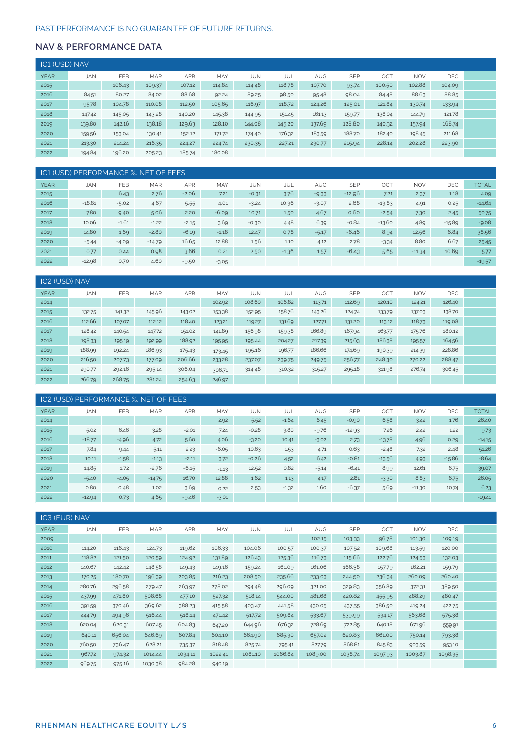PAST PERFORMANCE IS NO GUARANTEE OF FUTURE RETURNS.

## NAV & PERFORMANCE DATA

### IC1 (USD) NAV

| YEAR | JAN | FEB | MAR | APR | MAY | JUN | JUL | AUG | SEP | OCT | NOV | DEC | |
|---|---|---|---|---|---|---|---|---|---|---|---|---|---|
| 2015 | | 106.43 | 109.37 | 107.12 | 114.84 | 114.48 | 118.78 | 107.70 | 93.74 | 100.50 | 102.88 | 104.09 | |
| 2016 | 84.51 | 80.27 | 84.02 | 88.68 | 92.24 | 89.25 | 98.50 | 95.48 | 98.04 | 84.48 | 88.63 | 88.85 | |
| 2017 | 95.78 | 104.78 | 110.08 | 112.50 | 105.65 | 116.97 | 118.72 | 124.26 | 125.01 | 121.84 | 130.74 | 133.94 | |
| 2018 | 147.42 | 145.05 | 143.28 | 140.20 | 145.38 | 144.95 | 151.45 | 161.13 | 159.77 | 138.04 | 144.79 | 121.78 | |
| 2019 | 139.80 | 142.16 | 138.18 | 129.63 | 128.10 | 144.08 | 145.20 | 137.69 | 128.80 | 140.32 | 157.94 | 168.74 | |
| 2020 | 159.56 | 153.04 | 130.41 | 152.12 | 171.72 | 174.40 | 176.32 | 183.59 | 188.70 | 182.40 | 198.45 | 211.68 | |
| 2021 | 213.30 | 214.24 | 216.35 | 224.27 | 224.74 | 230.35 | 227.21 | 230.77 | 215.94 | 228.14 | 202.28 | 223.90 | |
| 2022 | 194.84 | 196.20 | 205.23 | 185.74 | 180.08 | | | | | | | | |

### IC1 (USD) PERFORMANCE %. NET OF FEES

| YEAR | JAN | FEB | MAR | APR | MAY | JUN | JUL | AUG | SEP | OCT | NOV | DEC | TOTAL |
|---|---|---|---|---|---|---|---|---|---|---|---|---|---|
| 2015 | | 6.43 | 2.76 | -2.06 | 7.21 | -0.31 | 3.76 | -9.33 | -12.96 | 7.21 | 2.37 | 1.18 | 4.09 |
| 2016 | -18.81 | -5.02 | 4.67 | 5.55 | 4.01 | -3.24 | 10.36 | -3.07 | 2.68 | -13.83 | 4.91 | 0.25 | -14.64 |
| 2017 | 7.80 | 9.40 | 5.06 | 2.20 | -6.09 | 10.71 | 1.50 | 4.67 | 0.60 | -2.54 | 7.30 | 2.45 | 50.75 |
| 2018 | 10.06 | -1.61 | -1.22 | -2.15 | 3.69 | -0.30 | 4.48 | 6.39 | -0.84 | -13.60 | 4.89 | -15.89 | -9.08 |
| 2019 | 14.80 | 1.69 | -2.80 | -6.19 | -1.18 | 12.47 | 0.78 | -5.17 | -6.46 | 8.94 | 12.56 | 6.84 | 38.56 |
| 2020 | -5.44 | -4.09 | -14.79 | 16.65 | 12.88 | 1.56 | 1.10 | 4.12 | 2.78 | -3.34 | 8.80 | 6.67 | 25.45 |
| 2021 | 0.77 | 0.44 | 0.98 | 3.66 | 0.21 | 2.50 | -1.36 | 1.57 | -6.43 | 5.65 | -11.34 | 10.69 | 5.77 |
| 2022 | -12.98 | 0.70 | 4.60 | -9.50 | -3.05 | | | | | | | | -19.57 |

### IC2 (USD) NAV

| YEAR | JAN | FEB | MAR | APR | MAY | JUN | JUL | AUG | SEP | OCT | NOV | DEC | |
|---|---|---|---|---|---|---|---|---|---|---|---|---|---|
| 2014 | | | | | 102.92 | 108.60 | 106.82 | 113.71 | 112.69 | 120.10 | 124.21 | 126.40 | |
| 2015 | 132.75 | 141.32 | 145.96 | 143.02 | 153.38 | 152.95 | 158.76 | 143.26 | 124.74 | 133.79 | 137.03 | 138.70 | |
| 2016 | 112.66 | 107.07 | 112.12 | 118.40 | 123.21 | 119.27 | 131.69 | 127.71 | 131.20 | 113.12 | 118.73 | 119.08 | |
| 2017 | 128.42 | 140.54 | 147.72 | 151.02 | 141.89 | 156.98 | 159.38 | 166.89 | 167.94 | 163.77 | 175.76 | 180.12 | |
| 2018 | 198.33 | 195.19 | 192.99 | 188.92 | 195.95 | 195.44 | 204.27 | 217.39 | 215.63 | 186.38 | 195.57 | 164.56 | |
| 2019 | 188.99 | 192.24 | 186.93 | 175.43 | 173.45 | 195.16 | 196.77 | 186.66 | 174.69 | 190.39 | 214.39 | 228.86 | |
| 2020 | 216.50 | 207.73 | 177.09 | 206.66 | 233.28 | 237.07 | 239.75 | 249.75 | 256.77 | 248.30 | 270.22 | 288.47 | |
| 2021 | 290.77 | 292.16 | 295.14 | 306.04 | 306.71 | 314.48 | 310.32 | 315.27 | 295.18 | 311.98 | 276.74 | 306.45 | |
| 2022 | 266.79 | 268.75 | 281.24 | 254.63 | 246.97 | | | | | | | | |

### IC2 (USD) PERFORMANCE %. NET OF FEES

| YEAR | JAN | FEB | MAR | APR | MAY | JUN | JUL | AUG | SEP | OCT | NOV | DEC | TOTAL |
|---|---|---|---|---|---|---|---|---|---|---|---|---|---|
| 2014 | | | | | 2.92 | 5.52 | -1.64 | 6.45 | -0.90 | 6.58 | 3.42 | 1.76 | 26.40 |
| 2015 | 5.02 | 6.46 | 3.28 | -2.01 | 7.24 | -0.28 | 3.80 | -9.76 | -12.93 | 7.26 | 2.42 | 1.22 | 9.73 |
| 2016 | -18.77 | -4.96 | 4.72 | 5.60 | 4.06 | -3.20 | 10.41 | -3.02 | 2.73 | -13.78 | 4.96 | 0.29 | -14.15 |
| 2017 | 7.84 | 9.44 | 5.11 | 2.23 | -6.05 | 10.63 | 1.53 | 4.71 | 0.63 | -2.48 | 7.32 | 2.48 | 51.26 |
| 2018 | 10.11 | -1.58 | -1.13 | -2.11 | 3.72 | -0.26 | 4.52 | 6.42 | -0.81 | -13.56 | 4.93 | -15.86 | -8.64 |
| 2019 | 14.85 | 1.72 | -2.76 | -6.15 | -1.13 | 12.52 | 0.82 | -5.14 | -6.41 | 8.99 | 12.61 | 6.75 | 39.07 |
| 2020 | -5.40 | -4.05 | -14.75 | 16.70 | 12.88 | 1.62 | 1.13 | 4.17 | 2.81 | -3.30 | 8.83 | 6.75 | 26.05 |
| 2021 | 0.80 | 0.48 | 1.02 | 3.69 | 0.22 | 2.53 | -1.32 | 1.60 | -6.37 | 5.69 | -11.30 | 10.74 | 6.23 |
| 2022 | -12.94 | 0.73 | 4.65 | -9.46 | -3.01 | | | | | | | | -19.41 |

### IC3 (EUR) NAV

| YEAR | JAN | FEB | MAR | APR | MAY | JUN | JUL | AUG | SEP | OCT | NOV | DEC | |
|---|---|---|---|---|---|---|---|---|---|---|---|---|---|
| 2009 | | | | | | | | 102.15 | 103.33 | 96.78 | 101.30 | 109.19 | |
| 2010 | 114.20 | 116.43 | 124.73 | 119.62 | 106.33 | 104.06 | 100.57 | 100.37 | 107.52 | 109.68 | 113.59 | 120.00 | |
| 2011 | 118.82 | 121.50 | 120.59 | 124.92 | 131.89 | 126.43 | 125.36 | 116.73 | 115.66 | 122.76 | 124.53 | 132.03 | |
| 2012 | 140.67 | 142.42 | 148.58 | 149.43 | 149.16 | 159.24 | 161.09 | 161.06 | 166.38 | 157.79 | 162.21 | 159.79 | |
| 2013 | 170.25 | 180.70 | 196.39 | 203.85 | 216.23 | 208.50 | 235.66 | 233.03 | 244.50 | 236.34 | 260.09 | 260.40 | |
| 2014 | 280.76 | 296.58 | 279.47 | 263.97 | 278.02 | 294.48 | 296.09 | 321.00 | 329.83 | 356.89 | 372.31 | 389.50 | |
| 2015 | 437.99 | 471.80 | 508.68 | 477.10 | 527.32 | 518.14 | 544.00 | 481.68 | 420.82 | 455.95 | 488.29 | 480.47 | |
| 2016 | 391.59 | 370.46 | 369.62 | 388.23 | 415.58 | 403.47 | 441.58 | 430.05 | 437.55 | 386.50 | 419.24 | 422.75 | |
| 2017 | 444.79 | 494.96 | 516.44 | 518.14 | 471.42 | 517.72 | 509.84 | 533.67 | 539.99 | 534.17 | 563.68 | 575.38 | |
| 2018 | 620.04 | 620.31 | 607.45 | 604.83 | 647.20 | 644.96 | 676.32 | 728.69 | 722.85 | 640.18 | 671.96 | 559.91 | |
| 2019 | 640.11 | 656.04 | 646.69 | 607.84 | 604.10 | 664.90 | 685.30 | 657.02 | 620.83 | 661.00 | 750.14 | 793.38 | |
| 2020 | 760.50 | 736.47 | 628.21 | 735.37 | 818.48 | 825.74 | 795.41 | 827.79 | 868.81 | 845.83 | 903.59 | 953.10 | |
| 2021 | 967.72 | 974.32 | 1014.44 | 1034.11 | 1022.41 | 1081.10 | 1066.84 | 1089.00 | 1038.74 | 1097.93 | 1003.87 | 1098.35 | |
| 2022 | 969.75 | 975.16 | 1030.38 | 984.28 | 940.19 | | | | | | | | |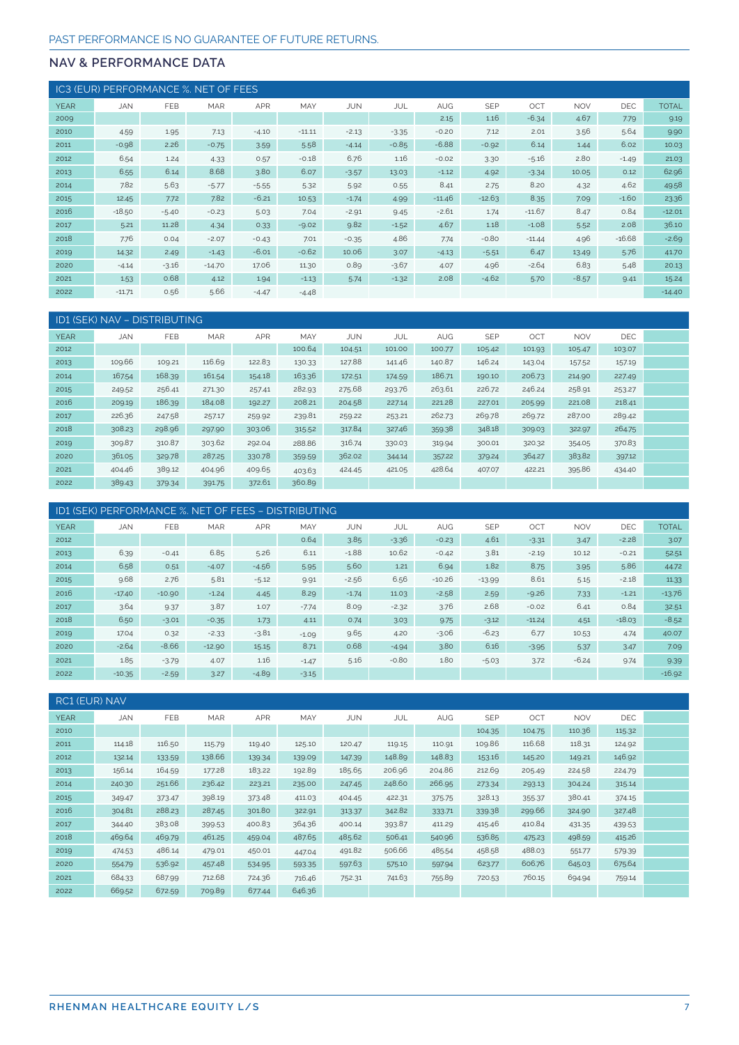PAST PERFORMANCE IS NO GUARANTEE OF FUTURE RETURNS.

## NAV & PERFORMANCE DATA

### IC3 (EUR) PERFORMANCE %. NET OF FEES

| YEAR | JAN | FEB | MAR | APR | MAY | JUN | JUL | AUG | SEP | OCT | NOV | DEC | TOTAL |
|---|---|---|---|---|---|---|---|---|---|---|---|---|---|
| 2009 | | | | | | | | 2.15 | 1.16 | -6.34 | 4.67 | 7.79 | 9.19 |
| 2010 | 4.59 | 1.95 | 7.13 | -4.10 | -11.11 | -2.13 | -3.35 | -0.20 | 7.12 | 2.01 | 3.56 | 5.64 | 9.90 |
| 2011 | -0.98 | 2.26 | -0.75 | 3.59 | 5.58 | -4.14 | -0.85 | -6.88 | -0.92 | 6.14 | 1.44 | 6.02 | 10.03 |
| 2012 | 6.54 | 1.24 | 4.33 | 0.57 | -0.18 | 6.76 | 1.16 | -0.02 | 3.30 | -5.16 | 2.80 | -1.49 | 21.03 |
| 2013 | 6.55 | 6.14 | 8.68 | 3.80 | 6.07 | -3.57 | 13.03 | -1.12 | 4.92 | -3.34 | 10.05 | 0.12 | 62.96 |
| 2014 | 7.82 | 5.63 | -5.77 | -5.55 | 5.32 | 5.92 | 0.55 | 8.41 | 2.75 | 8.20 | 4.32 | 4.62 | 49.58 |
| 2015 | 12.45 | 7.72 | 7.82 | -6.21 | 10.53 | -1.74 | 4.99 | -11.46 | -12.63 | 8.35 | 7.09 | -1.60 | 23.36 |
| 2016 | -18.50 | -5.40 | -0.23 | 5.03 | 7.04 | -2.91 | 9.45 | -2.61 | 1.74 | -11.67 | 8.47 | 0.84 | -12.01 |
| 2017 | 5.21 | 11.28 | 4.34 | 0.33 | -9.02 | 9.82 | -1.52 | 4.67 | 1.18 | -1.08 | 5.52 | 2.08 | 36.10 |
| 2018 | 7.76 | 0.04 | -2.07 | -0.43 | 7.01 | -0.35 | 4.86 | 7.74 | -0.80 | -11.44 | 4.96 | -16.68 | -2.69 |
| 2019 | 14.32 | 2.49 | -1.43 | -6.01 | -0.62 | 10.06 | 3.07 | -4.13 | -5.51 | 6.47 | 13.49 | 5.76 | 41.70 |
| 2020 | -4.14 | -3.16 | -14.70 | 17.06 | 11.30 | 0.89 | -3.67 | 4.07 | 4.96 | -2.64 | 6.83 | 5.48 | 20.13 |
| 2021 | 1.53 | 0.68 | 4.12 | 1.94 | -1.13 | 5.74 | -1.32 | 2.08 | -4.62 | 5.70 | -8.57 | 9.41 | 15.24 |
| 2022 | -11.71 | 0.56 | 5.66 | -4.47 | -4.48 | | | | | | | | -14.40 |

### ID1 (SEK) NAV – DISTRIBUTING

| YEAR | JAN | FEB | MAR | APR | MAY | JUN | JUL | AUG | SEP | OCT | NOV | DEC | |
|---|---|---|---|---|---|---|---|---|---|---|---|---|---|
| 2012 | | | | | 100.64 | 104.51 | 101.00 | 100.77 | 105.42 | 101.93 | 105.47 | 103.07 | |
| 2013 | 109.66 | 109.21 | 116.69 | 122.83 | 130.33 | 127.88 | 141.46 | 140.87 | 146.24 | 143.04 | 157.52 | 157.19 | |
| 2014 | 167.54 | 168.39 | 161.54 | 154.18 | 163.36 | 172.51 | 174.59 | 186.71 | 190.10 | 206.73 | 214.90 | 227.49 | |
| 2015 | 249.52 | 256.41 | 271.30 | 257.41 | 282.93 | 275.68 | 293.76 | 263.61 | 226.72 | 246.24 | 258.91 | 253.27 | |
| 2016 | 209.19 | 186.39 | 184.08 | 192.27 | 208.21 | 204.58 | 227.14 | 221.28 | 227.01 | 205.99 | 221.08 | 218.41 | |
| 2017 | 226.36 | 247.58 | 257.17 | 259.92 | 239.81 | 259.22 | 253.21 | 262.73 | 269.78 | 269.72 | 287.00 | 289.42 | |
| 2018 | 308.23 | 298.96 | 297.90 | 303.06 | 315.52 | 317.84 | 327.46 | 359.38 | 348.18 | 309.03 | 322.97 | 264.75 | |
| 2019 | 309.87 | 310.87 | 303.62 | 292.04 | 288.86 | 316.74 | 330.03 | 319.94 | 300.01 | 320.32 | 354.05 | 370.83 | |
| 2020 | 361.05 | 329.78 | 287.25 | 330.78 | 359.59 | 362.02 | 344.14 | 357.22 | 379.24 | 364.27 | 383.82 | 397.12 | |
| 2021 | 404.46 | 389.12 | 404.96 | 409.65 | 403.63 | 424.45 | 421.05 | 428.64 | 407.07 | 422.21 | 395.86 | 434.40 | |
| 2022 | 389.43 | 379.34 | 391.75 | 372.61 | 360.89 | | | | | | | | |

### ID1 (SEK) PERFORMANCE %. NET OF FEES – DISTRIBUTING

| YEAR | JAN | FEB | MAR | APR | MAY | JUN | JUL | AUG | SEP | OCT | NOV | DEC | TOTAL |
|---|---|---|---|---|---|---|---|---|---|---|---|---|---|
| 2012 | | | | | 0.64 | 3.85 | -3.36 | -0.23 | 4.61 | -3.31 | 3.47 | -2.28 | 3.07 |
| 2013 | 6.39 | -0.41 | 6.85 | 5.26 | 6.11 | -1.88 | 10.62 | -0.42 | 3.81 | -2.19 | 10.12 | -0.21 | 52.51 |
| 2014 | 6.58 | 0.51 | -4.07 | -4.56 | 5.95 | 5.60 | 1.21 | 6.94 | 1.82 | 8.75 | 3.95 | 5.86 | 44.72 |
| 2015 | 9.68 | 2.76 | 5.81 | -5.12 | 9.91 | -2.56 | 6.56 | -10.26 | -13.99 | 8.61 | 5.15 | -2.18 | 11.33 |
| 2016 | -17.40 | -10.90 | -1.24 | 4.45 | 8.29 | -1.74 | 11.03 | -2.58 | 2.59 | -9.26 | 7.33 | -1.21 | -13.76 |
| 2017 | 3.64 | 9.37 | 3.87 | 1.07 | -7.74 | 8.09 | -2.32 | 3.76 | 2.68 | -0.02 | 6.41 | 0.84 | 32.51 |
| 2018 | 6.50 | -3.01 | -0.35 | 1.73 | 4.11 | 0.74 | 3.03 | 9.75 | -3.12 | -11.24 | 4.51 | -18.03 | -8.52 |
| 2019 | 17.04 | 0.32 | -2.33 | -3.81 | -1.09 | 9.65 | 4.20 | -3.06 | -6.23 | 6.77 | 10.53 | 4.74 | 40.07 |
| 2020 | -2.64 | -8.66 | -12.90 | 15.15 | 8.71 | 0.68 | -4.94 | 3.80 | 6.16 | -3.95 | 5.37 | 3.47 | 7.09 |
| 2021 | 1.85 | -3.79 | 4.07 | 1.16 | -1.47 | 5.16 | -0.80 | 1.80 | -5.03 | 3.72 | -6.24 | 9.74 | 9.39 |
| 2022 | -10.35 | -2.59 | 3.27 | -4.89 | -3.15 | | | | | | | | -16.92 |

### RC1 (EUR) NAV

| YEAR | JAN | FEB | MAR | APR | MAY | JUN | JUL | AUG | SEP | OCT | NOV | DEC | |
|---|---|---|---|---|---|---|---|---|---|---|---|---|---|
| 2010 | | | | | | | | | 104.35 | 104.75 | 110.36 | 115.32 | |
| 2011 | 114.18 | 116.50 | 115.79 | 119.40 | 125.10 | 120.47 | 119.15 | 110.91 | 109.86 | 116.68 | 118.31 | 124.92 | |
| 2012 | 132.14 | 133.59 | 138.66 | 139.34 | 139.09 | 147.39 | 148.89 | 148.83 | 153.16 | 145.20 | 149.21 | 146.92 | |
| 2013 | 156.14 | 164.59 | 177.28 | 183.22 | 192.89 | 185.65 | 206.96 | 204.86 | 212.69 | 205.49 | 224.58 | 224.79 | |
| 2014 | 240.30 | 251.66 | 236.42 | 223.21 | 235.00 | 247.45 | 248.60 | 266.95 | 273.34 | 293.13 | 304.24 | 315.14 | |
| 2015 | 349.47 | 373.47 | 398.19 | 373.48 | 411.03 | 404.45 | 422.31 | 375.75 | 328.13 | 355.37 | 380.41 | 374.15 | |
| 2016 | 304.81 | 288.23 | 287.45 | 301.80 | 322.91 | 313.37 | 342.82 | 333.71 | 339.38 | 299.66 | 324.90 | 327.48 | |
| 2017 | 344.40 | 383.08 | 399.53 | 400.83 | 364.36 | 400.14 | 393.87 | 411.29 | 415.46 | 410.84 | 431.35 | 439.53 | |
| 2018 | 469.64 | 469.79 | 461.25 | 459.04 | 487.65 | 485.62 | 506.41 | 540.96 | 536.85 | 475.23 | 498.59 | 415.26 | |
| 2019 | 474.53 | 486.14 | 479.01 | 450.01 | 447.04 | 491.82 | 506.66 | 485.54 | 458.58 | 488.03 | 551.77 | 579.39 | |
| 2020 | 554.79 | 536.92 | 457.48 | 534.95 | 593.35 | 597.63 | 575.10 | 597.94 | 623.77 | 606.76 | 645.03 | 675.64 | |
| 2021 | 684.33 | 687.99 | 712.68 | 724.36 | 716.46 | 752.31 | 741.63 | 755.89 | 720.53 | 760.15 | 694.94 | 759.14 | |
| 2022 | 669.52 | 672.59 | 709.89 | 677.44 | 646.36 | | | | | | | | |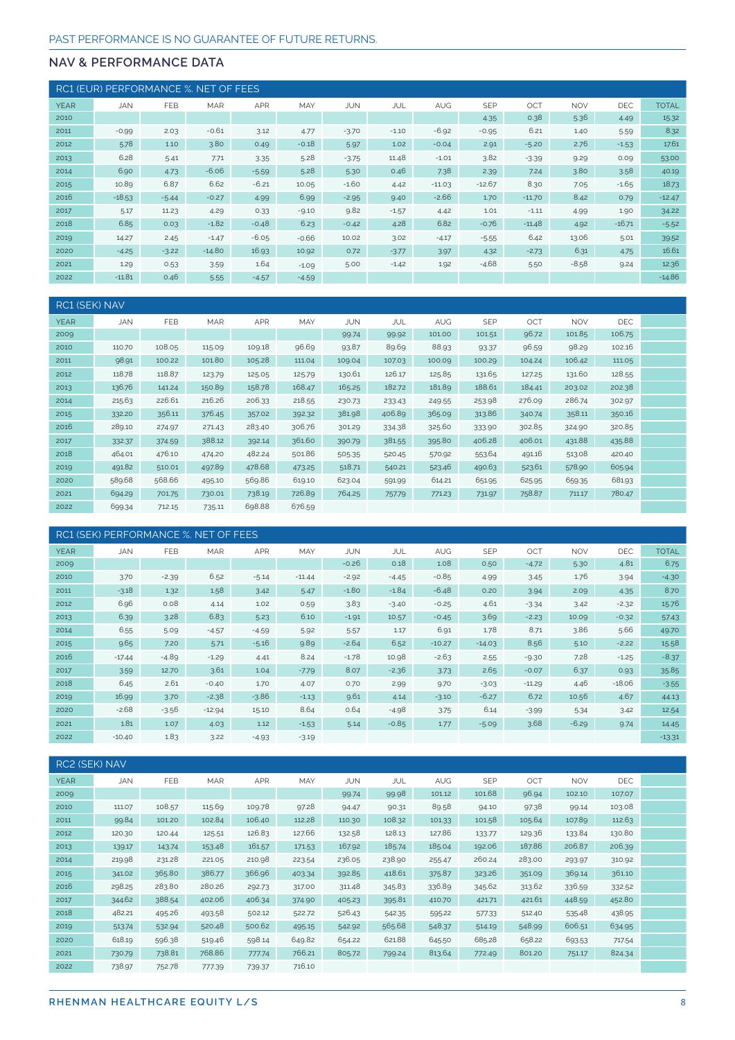PAST PERFORMANCE IS NO GUARANTEE OF FUTURE RETURNS.

## NAV & PERFORMANCE DATA

### RC1 (EUR) PERFORMANCE %. NET OF FEES

| YEAR | JAN | FEB | MAR | APR | MAY | JUN | JUL | AUG | SEP | OCT | NOV | DEC | TOTAL |
|---|---|---|---|---|---|---|---|---|---|---|---|---|---|
| 2010 | | | | | | | | | 4.35 | 0.38 | 5.36 | 4.49 | 15.32 |
| 2011 | -0.99 | 2.03 | -0.61 | 3.12 | 4.77 | -3.70 | -1.10 | -6.92 | -0.95 | 6.21 | 1.40 | 5.59 | 8.32 |
| 2012 | 5.78 | 1.10 | 3.80 | 0.49 | -0.18 | 5.97 | 1.02 | -0.04 | 2.91 | -5.20 | 2.76 | -1.53 | 17.61 |
| 2013 | 6.28 | 5.41 | 7.71 | 3.35 | 5.28 | -3.75 | 11.48 | -1.01 | 3.82 | -3.39 | 9.29 | 0.09 | 53.00 |
| 2014 | 6.90 | 4.73 | -6.06 | -5.59 | 5.28 | 5.30 | 0.46 | 7.38 | 2.39 | 7.24 | 3.80 | 3.58 | 40.19 |
| 2015 | 10.89 | 6.87 | 6.62 | -6.21 | 10.05 | -1.60 | 4.42 | -11.03 | -12.67 | 8.30 | 7.05 | -1.65 | 18.73 |
| 2016 | -18.53 | -5.44 | -0.27 | 4.99 | 6.99 | -2.95 | 9.40 | -2.66 | 1.70 | -11.70 | 8.42 | 0.79 | -12.47 |
| 2017 | 5.17 | 11.23 | 4.29 | 0.33 | -9.10 | 9.82 | -1.57 | 4.42 | 1.01 | -1.11 | 4.99 | 1.90 | 34.22 |
| 2018 | 6.85 | 0.03 | -1.82 | -0.48 | 6.23 | -0.42 | 4.28 | 6.82 | -0.76 | -11.48 | 4.92 | -16.71 | -5.52 |
| 2019 | 14.27 | 2.45 | -1.47 | -6.05 | -0.66 | 10.02 | 3.02 | -4.17 | -5.55 | 6.42 | 13.06 | 5.01 | 39.52 |
| 2020 | -4.25 | -3.22 | -14.80 | 16.93 | 10.92 | 0.72 | -3.77 | 3.97 | 4.32 | -2.73 | 6.31 | 4.75 | 16.61 |
| 2021 | 1.29 | 0.53 | 3.59 | 1.64 | -1.09 | 5.00 | -1.42 | 1.92 | -4.68 | 5.50 | -8.58 | 9.24 | 12.36 |
| 2022 | -11.81 | 0.46 | 5.55 | -4.57 | -4.59 | | | | | | | | -14.86 |

### RC1 (SEK) NAV

| YEAR | JAN | FEB | MAR | APR | MAY | JUN | JUL | AUG | SEP | OCT | NOV | DEC |
|---|---|---|---|---|---|---|---|---|---|---|---|---|
| 2009 | | | | | | 99.74 | 99.92 | 101.00 | 101.51 | 96.72 | 101.85 | 106.75 |
| 2010 | 110.70 | 108.05 | 115.09 | 109.18 | 96.69 | 93.87 | 89.69 | 88.93 | 93.37 | 96.59 | 98.29 | 102.16 |
| 2011 | 98.91 | 100.22 | 101.80 | 105.28 | 111.04 | 109.04 | 107.03 | 100.09 | 100.29 | 104.24 | 106.42 | 111.05 |
| 2012 | 118.78 | 118.87 | 123.79 | 125.05 | 125.79 | 130.61 | 126.17 | 125.85 | 131.65 | 127.25 | 131.60 | 128.55 |
| 2013 | 136.76 | 141.24 | 150.89 | 158.78 | 168.47 | 165.25 | 182.72 | 181.89 | 188.61 | 184.41 | 203.02 | 202.38 |
| 2014 | 215.63 | 226.61 | 216.26 | 206.33 | 218.55 | 230.73 | 233.43 | 249.55 | 253.98 | 276.09 | 286.74 | 302.97 |
| 2015 | 332.20 | 356.11 | 376.45 | 357.02 | 392.32 | 381.98 | 406.89 | 365.09 | 313.86 | 340.74 | 358.11 | 350.16 |
| 2016 | 289.10 | 274.97 | 271.43 | 283.40 | 306.76 | 301.29 | 334.38 | 325.60 | 333.90 | 302.85 | 324.90 | 320.85 |
| 2017 | 332.37 | 374.59 | 388.12 | 392.14 | 361.60 | 390.79 | 381.55 | 395.80 | 406.28 | 406.01 | 431.88 | 435.88 |
| 2018 | 464.01 | 476.10 | 474.20 | 482.24 | 501.86 | 505.35 | 520.45 | 570.92 | 553.64 | 491.16 | 513.08 | 420.40 |
| 2019 | 491.82 | 510.01 | 497.89 | 478.68 | 473.25 | 518.71 | 540.21 | 523.46 | 490.63 | 523.61 | 578.90 | 605.94 |
| 2020 | 589.68 | 568.66 | 495.10 | 569.86 | 619.10 | 623.04 | 591.99 | 614.21 | 651.95 | 625.95 | 659.35 | 681.93 |
| 2021 | 694.29 | 701.75 | 730.01 | 738.19 | 726.89 | 764.25 | 757.79 | 771.23 | 731.97 | 758.87 | 711.17 | 780.47 |
| 2022 | 699.34 | 712.15 | 735.11 | 698.88 | 676.59 | | | | | | | |

### RC1 (SEK) PERFORMANCE %. NET OF FEES

| YEAR | JAN | FEB | MAR | APR | MAY | JUN | JUL | AUG | SEP | OCT | NOV | DEC | TOTAL |
|---|---|---|---|---|---|---|---|---|---|---|---|---|---|
| 2009 | | | | | | -0.26 | 0.18 | 1.08 | 0.50 | -4.72 | 5.30 | 4.81 | 6.75 |
| 2010 | 3.70 | -2.39 | 6.52 | -5.14 | -11.44 | -2.92 | -4.45 | -0.85 | 4.99 | 3.45 | 1.76 | 3.94 | -4.30 |
| 2011 | -3.18 | 1.32 | 1.58 | 3.42 | 5.47 | -1.80 | -1.84 | -6.48 | 0.20 | 3.94 | 2.09 | 4.35 | 8.70 |
| 2012 | 6.96 | 0.08 | 4.14 | 1.02 | 0.59 | 3.83 | -3.40 | -0.25 | 4.61 | -3.34 | 3.42 | -2.32 | 15.76 |
| 2013 | 6.39 | 3.28 | 6.83 | 5.23 | 6.10 | -1.91 | 10.57 | -0.45 | 3.69 | -2.23 | 10.09 | -0.32 | 57.43 |
| 2014 | 6.55 | 5.09 | -4.57 | -4.59 | 5.92 | 5.57 | 1.17 | 6.91 | 1.78 | 8.71 | 3.86 | 5.66 | 49.70 |
| 2015 | 9.65 | 7.20 | 5.71 | -5.16 | 9.89 | -2.64 | 6.52 | -10.27 | -14.03 | 8.56 | 5.10 | -2.22 | 15.58 |
| 2016 | -17.44 | -4.89 | -1.29 | 4.41 | 8.24 | -1.78 | 10.98 | -2.63 | 2.55 | -9.30 | 7.28 | -1.25 | -8.37 |
| 2017 | 3.59 | 12.70 | 3.61 | 1.04 | -7.79 | 8.07 | -2.36 | 3.73 | 2.65 | -0.07 | 6.37 | 0.93 | 35.85 |
| 2018 | 6.45 | 2.61 | -0.40 | 1.70 | 4.07 | 0.70 | 2.99 | 9.70 | -3.03 | -11.29 | 4.46 | -18.06 | -3.55 |
| 2019 | 16.99 | 3.70 | -2.38 | -3.86 | -1.13 | 9.61 | 4.14 | -3.10 | -6.27 | 6.72 | 10.56 | 4.67 | 44.13 |
| 2020 | -2.68 | -3.56 | -12.94 | 15.10 | 8.64 | 0.64 | -4.98 | 3.75 | 6.14 | -3.99 | 5.34 | 3.42 | 12.54 |
| 2021 | 1.81 | 1.07 | 4.03 | 1.12 | -1.53 | 5.14 | -0.85 | 1.77 | -5.09 | 3.68 | -6.29 | 9.74 | 14.45 |
| 2022 | -10.40 | 1.83 | 3.22 | -4.93 | -3.19 | | | | | | | | -13.31 |

### RC2 (SEK) NAV

| YEAR | JAN | FEB | MAR | APR | MAY | JUN | JUL | AUG | SEP | OCT | NOV | DEC |
|---|---|---|---|---|---|---|---|---|---|---|---|---|
| 2009 | | | | | | 99.74 | 99.98 | 101.12 | 101.68 | 96.94 | 102.10 | 107.07 |
| 2010 | 111.07 | 108.57 | 115.69 | 109.78 | 97.28 | 94.47 | 90.31 | 89.58 | 94.10 | 97.38 | 99.14 | 103.08 |
| 2011 | 99.84 | 101.20 | 102.84 | 106.40 | 112.28 | 110.30 | 108.32 | 101.33 | 101.58 | 105.64 | 107.89 | 112.63 |
| 2012 | 120.30 | 120.44 | 125.51 | 126.83 | 127.66 | 132.58 | 128.13 | 127.86 | 133.77 | 129.36 | 133.84 | 130.80 |
| 2013 | 139.17 | 143.74 | 153.48 | 161.57 | 171.53 | 167.92 | 185.74 | 185.04 | 192.06 | 187.86 | 206.87 | 206.39 |
| 2014 | 219.98 | 231.28 | 221.05 | 210.98 | 223.54 | 236.05 | 238.90 | 255.47 | 260.24 | 283.00 | 293.97 | 310.92 |
| 2015 | 341.02 | 365.80 | 386.77 | 366.96 | 403.34 | 392.85 | 418.61 | 375.87 | 323.26 | 351.09 | 369.14 | 361.10 |
| 2016 | 298.25 | 283.80 | 280.26 | 292.73 | 317.00 | 311.48 | 345.83 | 336.89 | 345.62 | 313.62 | 336.59 | 332.52 |
| 2017 | 344.62 | 388.54 | 402.06 | 406.34 | 374.90 | 405.23 | 395.81 | 410.70 | 421.71 | 421.61 | 448.59 | 452.80 |
| 2018 | 482.21 | 495.26 | 493.58 | 502.12 | 522.72 | 526.43 | 542.35 | 595.22 | 577.33 | 512.40 | 535.48 | 438.95 |
| 2019 | 513.74 | 532.94 | 520.48 | 500.62 | 495.15 | 542.92 | 565.68 | 548.37 | 514.19 | 548.99 | 606.51 | 634.95 |
| 2020 | 618.19 | 596.38 | 519.46 | 598.14 | 649.82 | 654.22 | 621.88 | 645.50 | 685.28 | 658.22 | 693.53 | 717.54 |
| 2021 | 730.79 | 738.81 | 768.86 | 777.74 | 766.21 | 805.72 | 799.24 | 813.64 | 772.49 | 801.20 | 751.17 | 824.34 |
| 2022 | 738.97 | 752.78 | 777.39 | 739.37 | 716.10 | | | | | | | |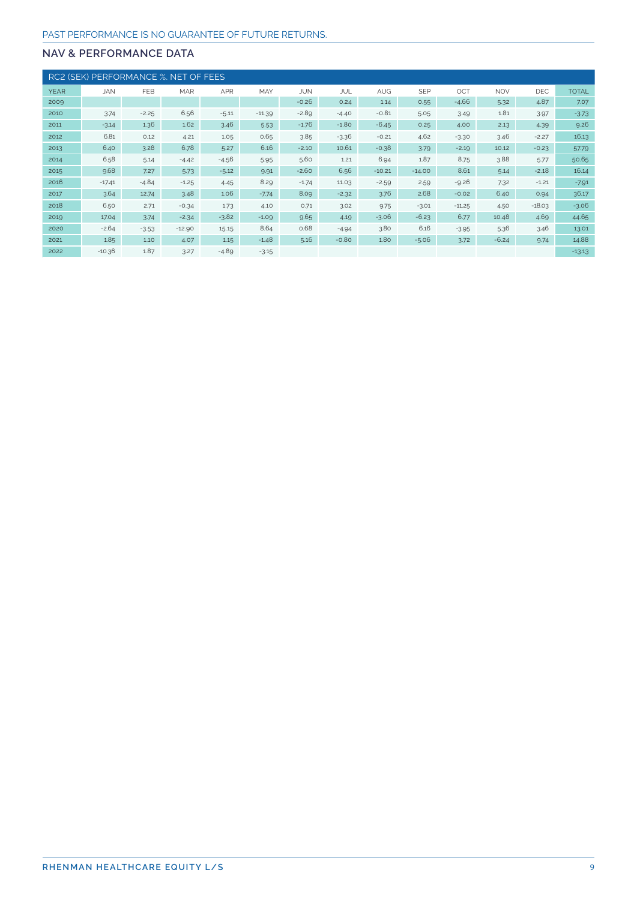PAST PERFORMANCE IS NO GUARANTEE OF FUTURE RETURNS.

## NAV & PERFORMANCE DATA

| RC2 (SEK) PERFORMANCE %. NET OF FEES | | | | | | | | | | | | | |
|---|---|---|---|---|---|---|---|---|---|---|---|---|---|
| YEAR | JAN | FEB | MAR | APR | MAY | JUN | JUL | AUG | SEP | OCT | NOV | DEC | TOTAL |
| 2009 | | | | | | -0.26 | 0.24 | 1.14 | 0.55 | -4.66 | 5.32 | 4.87 | 7.07 |
| 2010 | 3.74 | -2.25 | 6.56 | -5.11 | -11.39 | -2.89 | -4.40 | -0.81 | 5.05 | 3.49 | 1.81 | 3.97 | -3.73 |
| 2011 | -3.14 | 1.36 | 1.62 | 3.46 | 5.53 | -1.76 | -1.80 | -6.45 | 0.25 | 4.00 | 2.13 | 4.39 | 9.26 |
| 2012 | 6.81 | 0.12 | 4.21 | 1.05 | 0.65 | 3.85 | -3.36 | -0.21 | 4.62 | -3.30 | 3.46 | -2.27 | 16.13 |
| 2013 | 6.40 | 3.28 | 6.78 | 5.27 | 6.16 | -2.10 | 10.61 | -0.38 | 3.79 | -2.19 | 10.12 | -0.23 | 57.79 |
| 2014 | 6.58 | 5.14 | -4.42 | -4.56 | 5.95 | 5.60 | 1.21 | 6.94 | 1.87 | 8.75 | 3.88 | 5.77 | 50.65 |
| 2015 | 9.68 | 7.27 | 5.73 | -5.12 | 9.91 | -2.60 | 6.56 | -10.21 | -14.00 | 8.61 | 5.14 | -2.18 | 16.14 |
| 2016 | -17.41 | -4.84 | -1.25 | 4.45 | 8.29 | -1.74 | 11.03 | -2.59 | 2.59 | -9.26 | 7.32 | -1.21 | -7.91 |
| 2017 | 3.64 | 12.74 | 3.48 | 1.06 | -7.74 | 8.09 | -2.32 | 3.76 | 2.68 | -0.02 | 6.40 | 0.94 | 36.17 |
| 2018 | 6.50 | 2.71 | -0.34 | 1.73 | 4.10 | 0.71 | 3.02 | 9.75 | -3.01 | -11.25 | 4.50 | -18.03 | -3.06 |
| 2019 | 17.04 | 3.74 | -2.34 | -3.82 | -1.09 | 9.65 | 4.19 | -3.06 | -6.23 | 6.77 | 10.48 | 4.69 | 44.65 |
| 2020 | -2.64 | -3.53 | -12.90 | 15.15 | 8.64 | 0.68 | -4.94 | 3.80 | 6.16 | -3.95 | 5.36 | 3.46 | 13.01 |
| 2021 | 1.85 | 1.10 | 4.07 | 1.15 | -1.48 | 5.16 | -0.80 | 1.80 | -5.06 | 3.72 | -6.24 | 9.74 | 14.88 |
| 2022 | -10.36 | 1.87 | 3.27 | -4.89 | -3.15 | | | | | | | | -13.13 |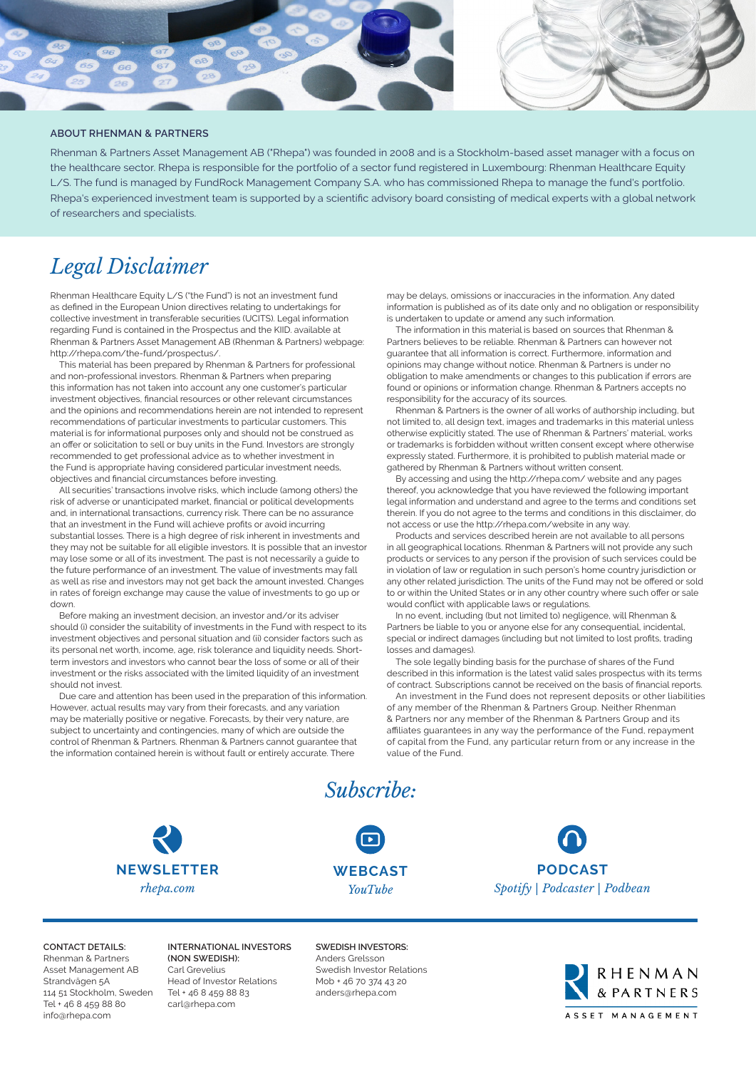### ABOUT RHENMAN & PARTNERS

Rhenman & Partners Asset Management AB ("Rhepa") was founded in 2008 and is a Stockholm-based asset manager with a focus on the healthcare sector. Rhepa is responsible for the portfolio of a sector fund registered in Luxembourg: Rhenman Healthcare Equity L/S. The fund is managed by FundRock Management Company S.A. who has commissioned Rhepa to manage the fund's portfolio. Rhepa's experienced investment team is supported by a scientific advisory board consisting of medical experts with a global network of researchers and specialists.

# *Legal Disclaimer*

Rhenman Healthcare Equity L/S ("the Fund") is not an investment fund as defined in the European Union directives relating to undertakings for collective investment in transferable securities (UCITS). Legal information regarding Fund is contained in the Prospectus and the KIID. available at Rhenman & Partners Asset Management AB (Rhenman & Partners) webpage: http://rhepa.com/the-fund/prospectus/.

This material has been prepared by Rhenman & Partners for professional and non-professional investors. Rhenman & Partners when preparing this information has not taken into account any one customer's particular investment objectives, financial resources or other relevant circumstances and the opinions and recommendations herein are not intended to represent recommendations of particular investments to particular customers. This material is for informational purposes only and should not be construed as an offer or solicitation to sell or buy units in the Fund. Investors are strongly recommended to get professional advice as to whether investment in the Fund is appropriate having considered particular investment needs, objectives and financial circumstances before investing.

All securities' transactions involve risks, which include (among others) the risk of adverse or unanticipated market, financial or political developments and, in international transactions, currency risk. There can be no assurance that an investment in the Fund will achieve profits or avoid incurring substantial losses. There is a high degree of risk inherent in investments and they may not be suitable for all eligible investors. It is possible that an investor may lose some or all of its investment. The past is not necessarily a guide to the future performance of an investment. The value of investments may fall as well as rise and investors may not get back the amount invested. Changes in rates of foreign exchange may cause the value of investments to go up or down.

Before making an investment decision, an investor and/or its adviser should (i) consider the suitability of investments in the Fund with respect to its investment objectives and personal situation and (ii) consider factors such as its personal net worth, income, age, risk tolerance and liquidity needs. Short-term investors and investors who cannot bear the loss of some or all of their investment or the risks associated with the limited liquidity of an investment should not invest.

Due care and attention has been used in the preparation of this information. However, actual results may vary from their forecasts, and any variation may be materially positive or negative. Forecasts, by their very nature, are subject to uncertainty and contingencies, many of which are outside the control of Rhenman & Partners. Rhenman & Partners cannot guarantee that the information contained herein is without fault or entirely accurate. There may be delays, omissions or inaccuracies in the information. Any dated information is published as of its date only and no obligation or responsibility is undertaken to update or amend any such information.

The information in this material is based on sources that Rhenman & Partners believes to be reliable. Rhenman & Partners can however not guarantee that all information is correct. Furthermore, information and opinions may change without notice. Rhenman & Partners is under no obligation to make amendments or changes to this publication if errors are found or opinions or information change. Rhenman & Partners accepts no responsibility for the accuracy of its sources.

Rhenman & Partners is the owner of all works of authorship including, but not limited to, all design text, images and trademarks in this material unless otherwise explicitly stated. The use of Rhenman & Partners' material, works or trademarks is forbidden without written consent except where otherwise expressly stated. Furthermore, it is prohibited to publish material made or gathered by Rhenman & Partners without written consent.

By accessing and using the http://rhepa.com/ website and any pages thereof, you acknowledge that you have reviewed the following important legal information and understand and agree to the terms and conditions set therein. If you do not agree to the terms and conditions in this disclaimer, do not access or use the http://rhepa.com/website in any way.

Products and services described herein are not available to all persons in all geographical locations. Rhenman & Partners will not provide any such products or services to any person if the provision of such services could be in violation of law or regulation in such person's home country jurisdiction or any other related jurisdiction. The units of the Fund may not be offered or sold to or within the United States or in any other country where such offer or sale would conflict with applicable laws or regulations.

In no event, including (but not limited to) negligence, will Rhenman & Partners be liable to you or anyone else for any consequential, incidental, special or indirect damages (including but not limited to lost profits, trading losses and damages).

The sole legally binding basis for the purchase of shares of the Fund described in this information is the latest valid sales prospectus with its terms of contract. Subscriptions cannot be received on the basis of financial reports.

An investment in the Fund does not represent deposits or other liabilities of any member of the Rhenman & Partners Group. Neither Rhenman & Partners nor any member of the Rhenman & Partners Group and its affiliates guarantees in any way the performance of the Fund, repayment of capital from the Fund, any particular return from or any increase in the value of the Fund.

## *Subscribe:*

**NEWSLETTER**
*rhepa.com*

**WEBCAST**
*YouTube*

**PODCAST**
*Spotify | Podcaster | Podbean*

**CONTACT DETAILS:**
Rhenman & Partners
Asset Management AB
Strandvägen 5A
114 51 Stockholm, Sweden
Tel + 46 8 459 88 80
info@rhepa.com

**INTERNATIONAL INVESTORS (NON SWEDISH):**
Carl Grevelius
Head of Investor Relations
Tel + 46 8 459 88 83
carl@rhepa.com

**SWEDISH INVESTORS:**
Anders Grelsson
Swedish Investor Relations
Mob + 46 70 374 43 20
anders@rhepa.com

RHENMAN & PARTNERS
ASSET MANAGEMENT